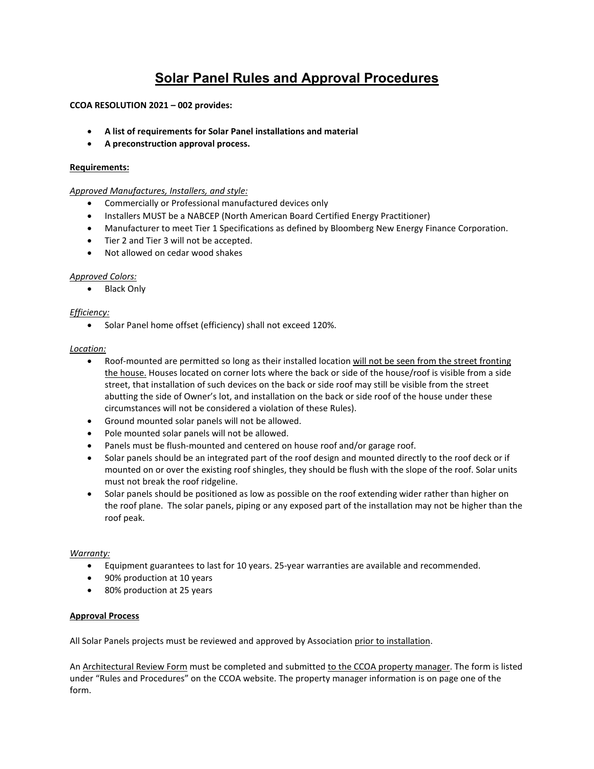# Solar Panel Rules and Approval Procedures

**CCOA RESOLUTION 2021 – 002 provides:**

- **A list of requirements for Solar Panel installations and material**
- **A preconstruction approval process.**

**Requirements:**

*Approved Manufactures, Installers, and style:*

- Commercially or Professional manufactured devices only
- Installers MUST be a NABCEP (North American Board Certified Energy Practitioner)
- Manufacturer to meet Tier 1 Specifications as defined by Bloomberg New Energy Finance Corporation.
- Tier 2 and Tier 3 will not be accepted.
- Not allowed on cedar wood shakes

*Approved Colors:*

- Black Only

*Efficiency:*

- Solar Panel home offset (efficiency) shall not exceed 120%.

*Location:*

- Roof-mounted are permitted so long as their installed location will not be seen from the street fronting the house. Houses located on corner lots where the back or side of the house/roof is visible from a side street, that installation of such devices on the back or side roof may still be visible from the street abutting the side of Owner's lot, and installation on the back or side roof of the house under these circumstances will not be considered a violation of these Rules).
- Ground mounted solar panels will not be allowed.
- Pole mounted solar panels will not be allowed.
- Panels must be flush-mounted and centered on house roof and/or garage roof.
- Solar panels should be an integrated part of the roof design and mounted directly to the roof deck or if mounted on or over the existing roof shingles, they should be flush with the slope of the roof. Solar units must not break the roof ridgeline.
- Solar panels should be positioned as low as possible on the roof extending wider rather than higher on the roof plane. The solar panels, piping or any exposed part of the installation may not be higher than the roof peak.

*Warranty:*

- Equipment guarantees to last for 10 years. 25-year warranties are available and recommended.
- 90% production at 10 years
- 80% production at 25 years

**Approval Process**

All Solar Panels projects must be reviewed and approved by Association prior to installation.

An Architectural Review Form must be completed and submitted to the CCOA property manager. The form is listed under "Rules and Procedures" on the CCOA website. The property manager information is on page one of the form.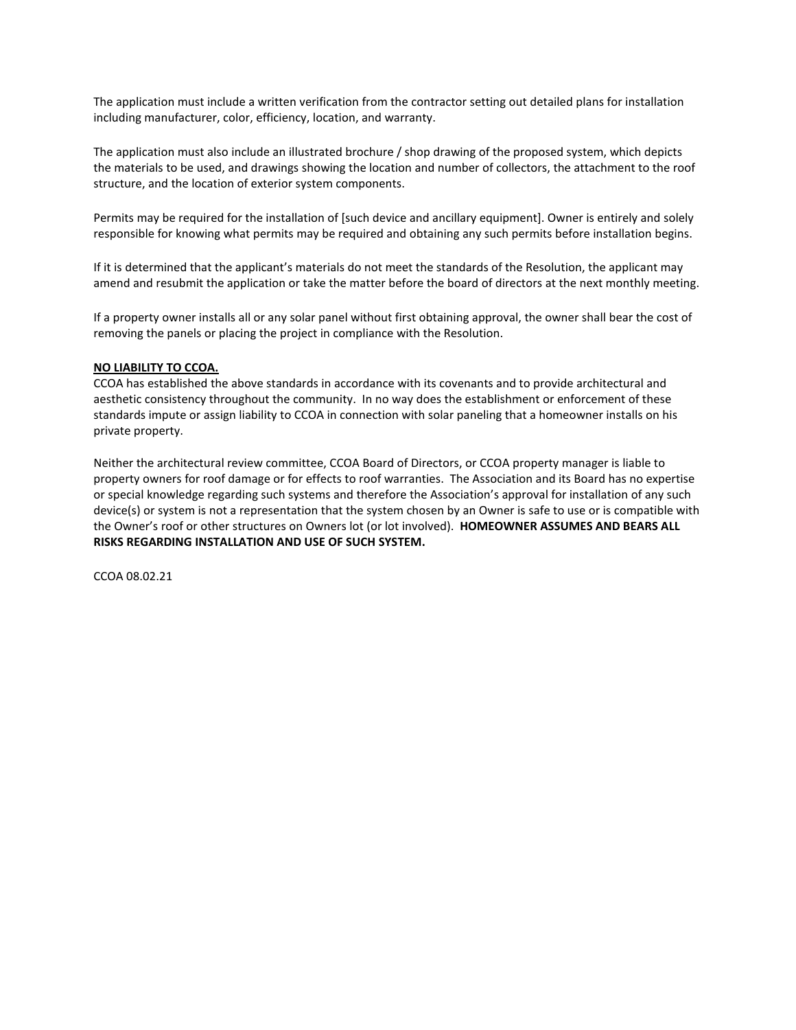The application must include a written verification from the contractor setting out detailed plans for installation including manufacturer, color, efficiency, location, and warranty.

The application must also include an illustrated brochure / shop drawing of the proposed system, which depicts the materials to be used, and drawings showing the location and number of collectors, the attachment to the roof structure, and the location of exterior system components.

Permits may be required for the installation of [such device and ancillary equipment]. Owner is entirely and solely responsible for knowing what permits may be required and obtaining any such permits before installation begins.

If it is determined that the applicant's materials do not meet the standards of the Resolution, the applicant may amend and resubmit the application or take the matter before the board of directors at the next monthly meeting.

If a property owner installs all or any solar panel without first obtaining approval, the owner shall bear the cost of removing the panels or placing the project in compliance with the Resolution.

**NO LIABILITY TO CCOA.**

CCOA has established the above standards in accordance with its covenants and to provide architectural and aesthetic consistency throughout the community. In no way does the establishment or enforcement of these standards impute or assign liability to CCOA in connection with solar paneling that a homeowner installs on his private property.

Neither the architectural review committee, CCOA Board of Directors, or CCOA property manager is liable to property owners for roof damage or for effects to roof warranties. The Association and its Board has no expertise or special knowledge regarding such systems and therefore the Association's approval for installation of any such device(s) or system is not a representation that the system chosen by an Owner is safe to use or is compatible with the Owner's roof or other structures on Owners lot (or lot involved). **HOMEOWNER ASSUMES AND BEARS ALL RISKS REGARDING INSTALLATION AND USE OF SUCH SYSTEM.**

CCOA 08.02.21